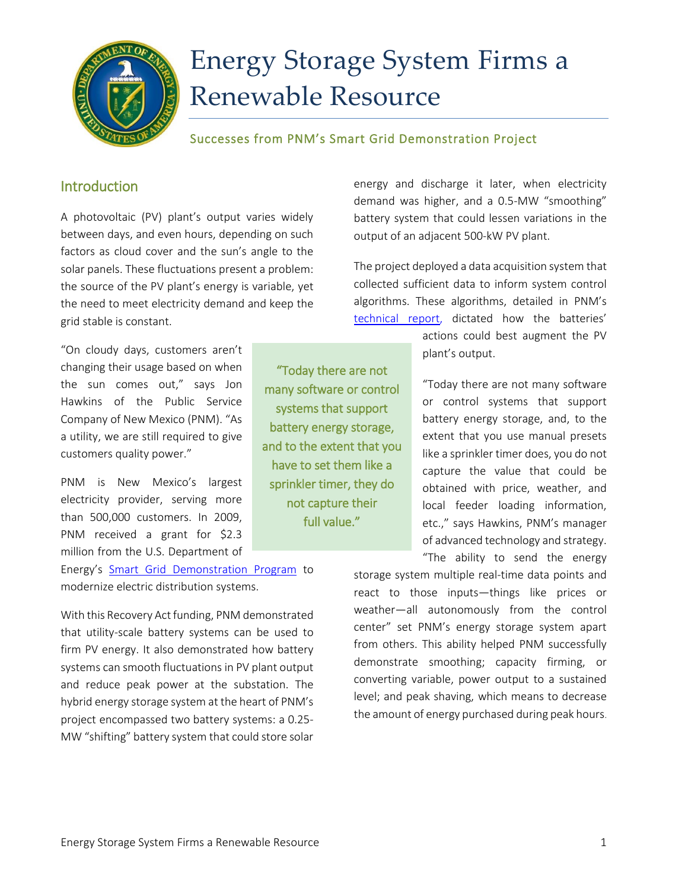# Energy Storage System Firms a Renewable Resource

### Successes from PNM's Smart Grid Demonstration Project

## Introduction

A photovoltaic (PV) plant's output varies widely between days, and even hours, depending on such factors as cloud cover and the sun's angle to the solar panels. These fluctuations present a problem: the source of the PV plant's energy is variable, yet the need to meet electricity demand and keep the grid stable is constant.

"On cloudy days, customers aren't changing their usage based on when the sun comes out," says Jon Hawkins of the Public Service Company of New Mexico (PNM). "As a utility, we are still required to give customers quality power."

PNM is New Mexico's largest electricity provider, serving more than 500,000 customers. In 2009, PNM received a grant for $2.3 million from the U.S. Department of Energy's [Smart Grid Demonstration Program](#) to modernize electric distribution systems.

With this Recovery Act funding, PNM demonstrated that utility-scale battery systems can be used to firm PV energy. It also demonstrated how battery systems can smooth fluctuations in PV plant output and reduce peak power at the substation. The hybrid energy storage system at the heart of PNM's project encompassed two battery systems: a 0.25-MW "shifting" battery system that could store solar energy and discharge it later, when electricity demand was higher, and a 0.5-MW "smoothing" battery system that could lessen variations in the output of an adjacent 500-kW PV plant.

> "Today there are not many software or control systems that support battery energy storage, and to the extent that you have to set them like a sprinkler timer, they do not capture their full value."

The project deployed a data acquisition system that collected sufficient data to inform system control algorithms. These algorithms, detailed in PNM's [technical report](#), dictated how the batteries' actions could best augment the PV plant's output.

"Today there are not many software or control systems that support battery energy storage, and, to the extent that you use manual presets like a sprinkler timer does, you do not capture the value that could be obtained with price, weather, and local feeder loading information, etc.," says Hawkins, PNM's manager of advanced technology and strategy. "The ability to send the energy storage system multiple real-time data points and react to those inputs—things like prices or weather—all autonomously from the control center" set PNM's energy storage system apart from others. This ability helped PNM successfully demonstrate smoothing; capacity firming, or converting variable, power output to a sustained level; and peak shaving, which means to decrease the amount of energy purchased during peak hours.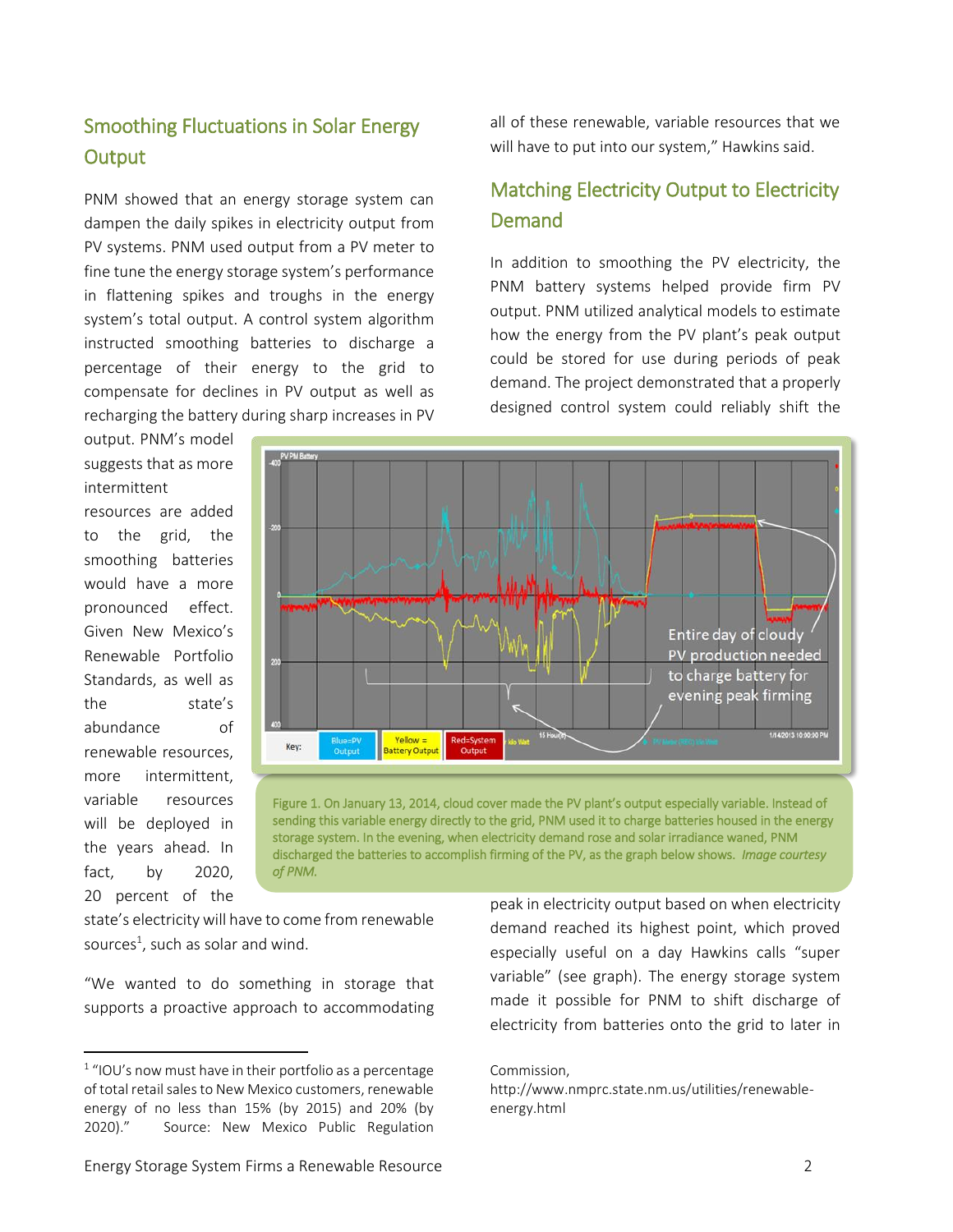## Smoothing Fluctuations in Solar Energy Output

PNM showed that an energy storage system can dampen the daily spikes in electricity output from PV systems. PNM used output from a PV meter to fine tune the energy storage system's performance in flattening spikes and troughs in the energy system's total output. A control system algorithm instructed smoothing batteries to discharge a percentage of their energy to the grid to compensate for declines in PV output as well as recharging the battery during sharp increases in PV output. PNM's model suggests that as more intermittent resources are added to the grid, the smoothing batteries would have a more pronounced effect. Given New Mexico's Renewable Portfolio Standards, as well as the state's abundance of renewable resources, more intermittent, variable resources will be deployed in the years ahead. In fact, by 2020, 20 percent of the state's electricity will have to come from renewable sources[1], such as solar and wind.

"We wanted to do something in storage that supports a proactive approach to accommodating all of these renewable, variable resources that we will have to put into our system," Hawkins said.

## Matching Electricity Output to Electricity Demand

In addition to smoothing the PV electricity, the PNM battery systems helped provide firm PV output. PNM utilized analytical models to estimate how the energy from the PV plant's peak output could be stored for use during periods of peak demand. The project demonstrated that a properly designed control system could reliably shift the peak in electricity output based on when electricity demand reached its highest point, which proved especially useful on a day Hawkins calls "super variable" (see graph). The energy storage system made it possible for PNM to shift discharge of electricity from batteries onto the grid to later in

Figure 1. On January 13, 2014, cloud cover made the PV plant's output especially variable. Instead of sending this variable energy directly to the grid, PNM used it to charge batteries housed in the energy storage system. In the evening, when electricity demand rose and solar irradiance waned, PNM discharged the batteries to accomplish firming of the PV, as the graph below shows. *Image courtesy of PNM.*

---

[1] "IOU's now must have in their portfolio as a percentage of total retail sales to New Mexico customers, renewable energy of no less than 15% (by 2015) and 20% (by 2020)." Source: New Mexico Public Regulation Commission, http://www.nmprc.state.nm.us/utilities/renewable-energy.html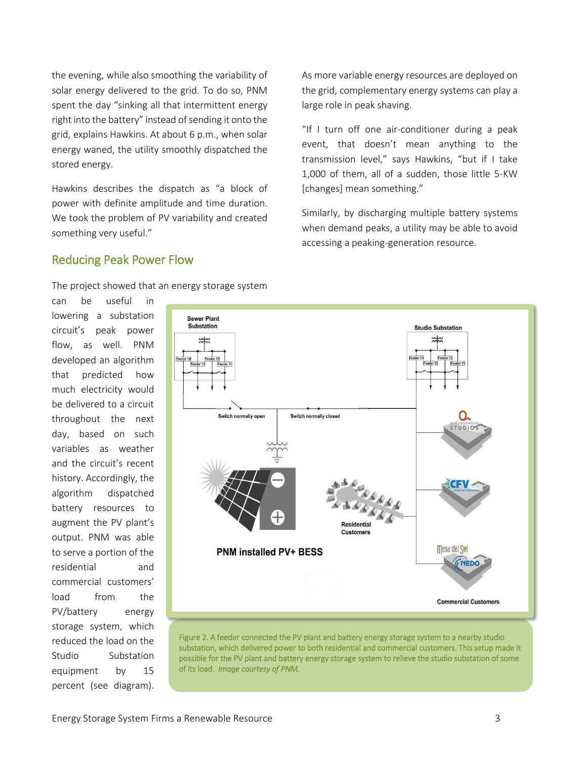the evening, while also smoothing the variability of solar energy delivered to the grid. To do so, PNM spent the day "sinking all that intermittent energy right into the battery" instead of sending it onto the grid, explains Hawkins. At about 6 p.m., when solar energy waned, the utility smoothly dispatched the stored energy.

Hawkins describes the dispatch as "a block of power with definite amplitude and time duration. We took the problem of PV variability and created something very useful."

## Reducing Peak Power Flow

The project showed that an energy storage system can be useful in lowering a substation circuit's peak power flow, as well. PNM developed an algorithm that predicted how much electricity would be delivered to a circuit throughout the next day, based on such variables as weather and the circuit's recent history. Accordingly, the algorithm dispatched battery resources to augment the PV plant's output. PNM was able to serve a portion of the residential and commercial customers' load from the PV/battery energy storage system, which reduced the load on the Studio Substation equipment by 15 percent (see diagram).

Figure 2. A feeder connected the PV plant and battery energy storage system to a nearby studio substation, which delivered power to both residential and commercial customers. This setup made it possible for the PV plant and battery energy storage system to relieve the studio substation of some of its load. *Image courtesy of PNM.*

As more variable energy resources are deployed on the grid, complementary energy systems can play a large role in peak shaving.

"If I turn off one air-conditioner during a peak event, that doesn't mean anything to the transmission level," says Hawkins, "but if I take 1,000 of them, all of a sudden, those little 5-KW [changes] mean something."

Similarly, by discharging multiple battery systems when demand peaks, a utility may be able to avoid accessing a peaking-generation resource.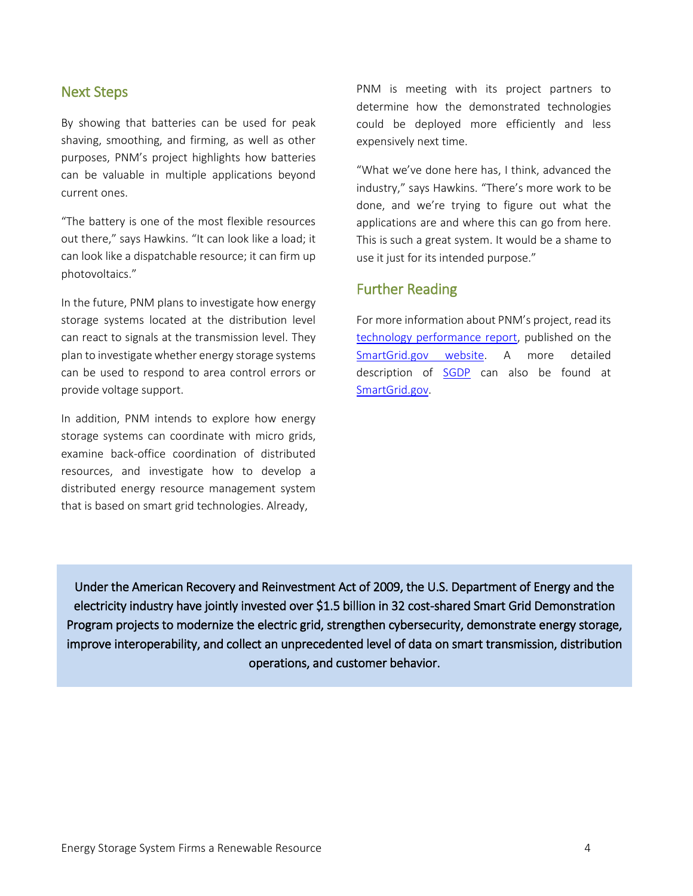## Next Steps

By showing that batteries can be used for peak shaving, smoothing, and firming, as well as other purposes, PNM's project highlights how batteries can be valuable in multiple applications beyond current ones.

"The battery is one of the most flexible resources out there," says Hawkins. "It can look like a load; it can look like a dispatchable resource; it can firm up photovoltaics."

In the future, PNM plans to investigate how energy storage systems located at the distribution level can react to signals at the transmission level. They plan to investigate whether energy storage systems can be used to respond to area control errors or provide voltage support.

In addition, PNM intends to explore how energy storage systems can coordinate with micro grids, examine back-office coordination of distributed resources, and investigate how to develop a distributed energy resource management system that is based on smart grid technologies. Already, PNM is meeting with its project partners to determine how the demonstrated technologies could be deployed more efficiently and less expensively next time.

"What we've done here has, I think, advanced the industry," says Hawkins. "There's more work to be done, and we're trying to figure out what the applications are and where this can go from here. This is such a great system. It would be a shame to use it just for its intended purpose."

## Further Reading

For more information about PNM's project, read its technology performance report, published on the SmartGrid.gov website. A more detailed description of SGDP can also be found at SmartGrid.gov.

**Under the American Recovery and Reinvestment Act of 2009, the U.S. Department of Energy and the electricity industry have jointly invested over $1.5 billion in 32 cost-shared Smart Grid Demonstration Program projects to modernize the electric grid, strengthen cybersecurity, demonstrate energy storage, improve interoperability, and collect an unprecedented level of data on smart transmission, distribution operations, and customer behavior.**